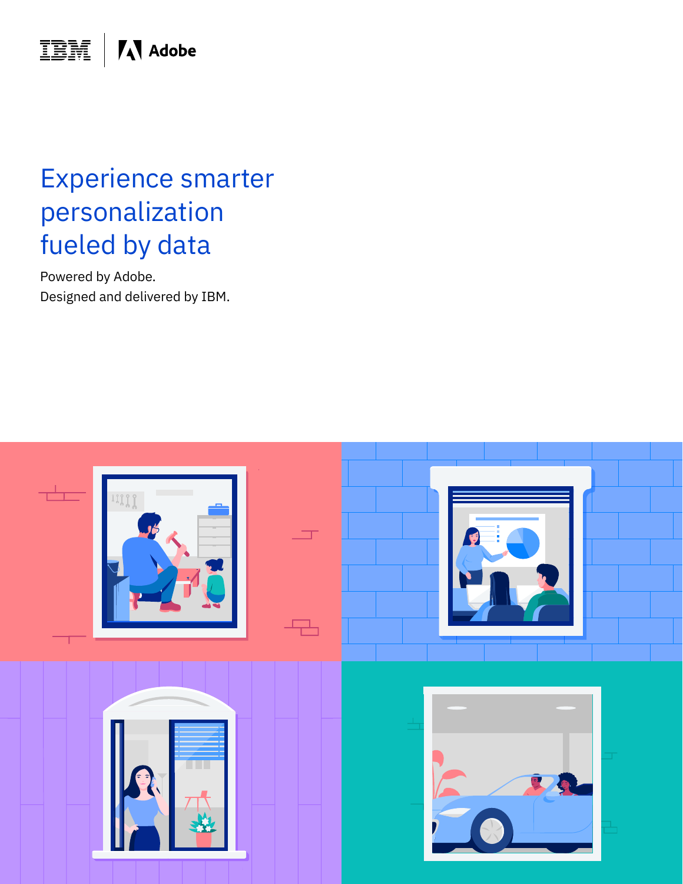IBM | Adobe

# Experience smarter personalization fueled by data

Powered by Adobe.
Designed and delivered by IBM.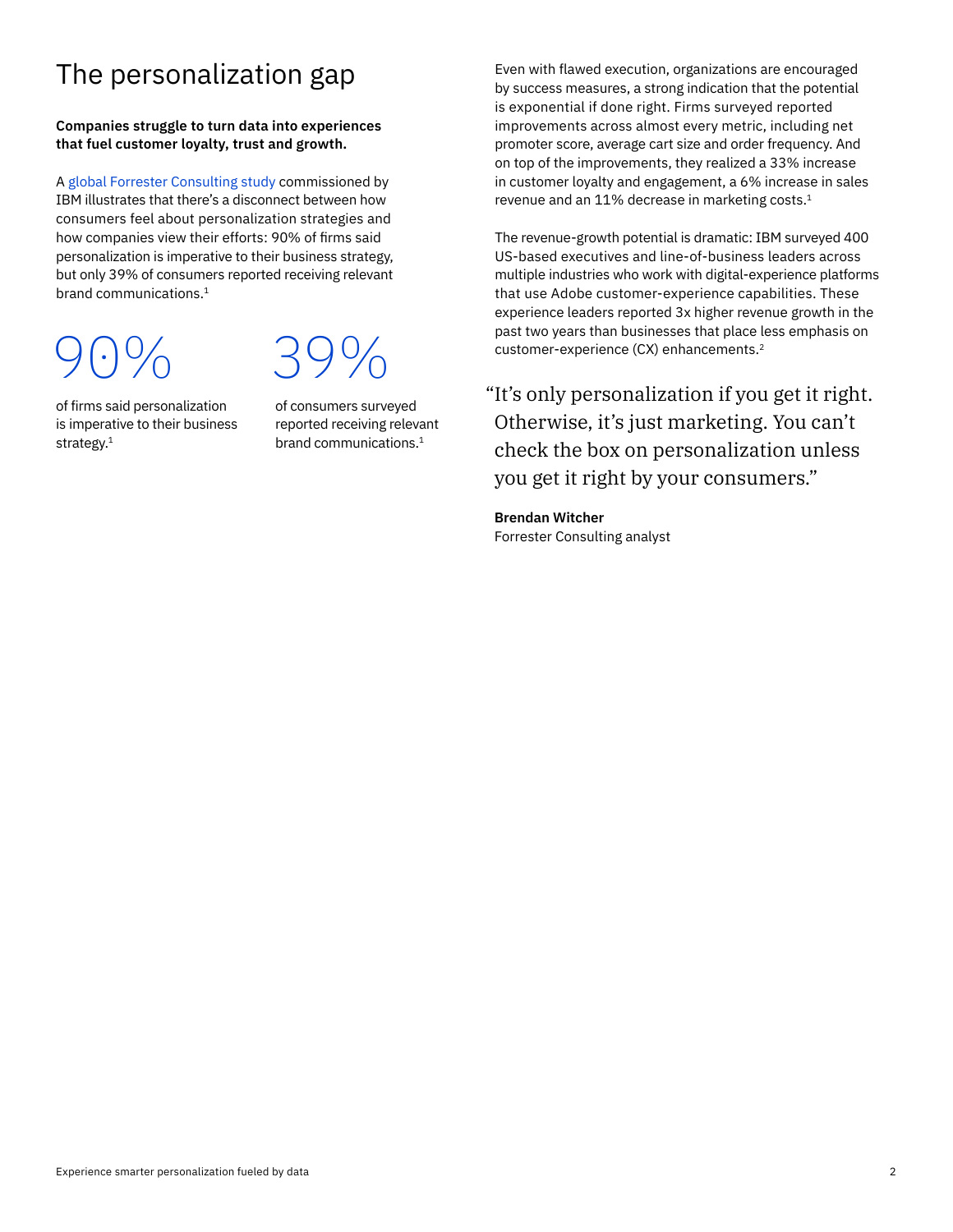# The personalization gap

**Companies struggle to turn data into experiences that fuel customer loyalty, trust and growth.**

A global Forrester Consulting study commissioned by IBM illustrates that there's a disconnect between how consumers feel about personalization strategies and how companies view their efforts: 90% of firms said personalization is imperative to their business strategy, but only 39% of consumers reported receiving relevant brand communications.[1]

90%

of firms said personalization is imperative to their business strategy.[1]

39%

of consumers surveyed reported receiving relevant brand communications.[1]

Even with flawed execution, organizations are encouraged by success measures, a strong indication that the potential is exponential if done right. Firms surveyed reported improvements across almost every metric, including net promoter score, average cart size and order frequency. And on top of the improvements, they realized a 33% increase in customer loyalty and engagement, a 6% increase in sales revenue and an 11% decrease in marketing costs.[1]

The revenue-growth potential is dramatic: IBM surveyed 400 US-based executives and line-of-business leaders across multiple industries who work with digital-experience platforms that use Adobe customer-experience capabilities. These experience leaders reported 3x higher revenue growth in the past two years than businesses that place less emphasis on customer-experience (CX) enhancements.[2]

> "It's only personalization if you get it right. Otherwise, it's just marketing. You can't check the box on personalization unless you get it right by your consumers."
>
> **Brendan Witcher**
> Forrester Consulting analyst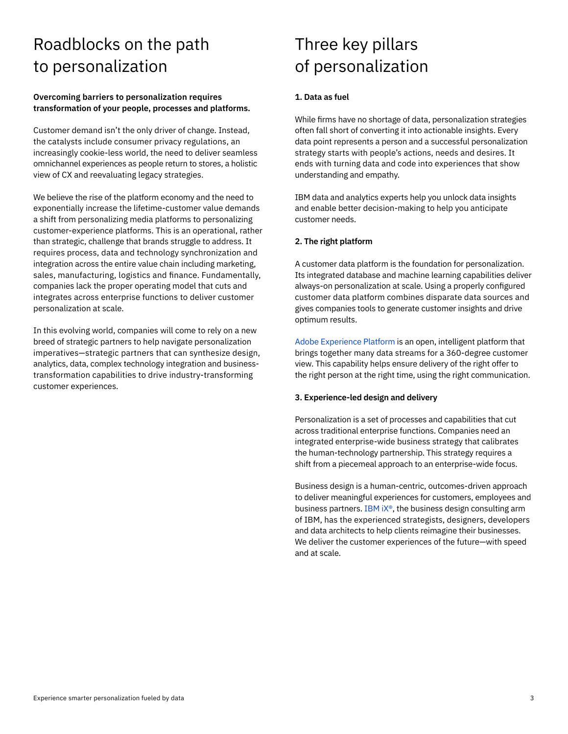# Roadblocks on the path to personalization

**Overcoming barriers to personalization requires transformation of your people, processes and platforms.**

Customer demand isn't the only driver of change. Instead, the catalysts include consumer privacy regulations, an increasingly cookie-less world, the need to deliver seamless omnichannel experiences as people return to stores, a holistic view of CX and reevaluating legacy strategies.

We believe the rise of the platform economy and the need to exponentially increase the lifetime-customer value demands a shift from personalizing media platforms to personalizing customer-experience platforms. This is an operational, rather than strategic, challenge that brands struggle to address. It requires process, data and technology synchronization and integration across the entire value chain including marketing, sales, manufacturing, logistics and finance. Fundamentally, companies lack the proper operating model that cuts and integrates across enterprise functions to deliver customer personalization at scale.

In this evolving world, companies will come to rely on a new breed of strategic partners to help navigate personalization imperatives—strategic partners that can synthesize design, analytics, data, complex technology integration and business-transformation capabilities to drive industry-transforming customer experiences.

# Three key pillars of personalization

**1. Data as fuel**

While firms have no shortage of data, personalization strategies often fall short of converting it into actionable insights. Every data point represents a person and a successful personalization strategy starts with people's actions, needs and desires. It ends with turning data and code into experiences that show understanding and empathy.

IBM data and analytics experts help you unlock data insights and enable better decision-making to help you anticipate customer needs.

**2. The right platform**

A customer data platform is the foundation for personalization. Its integrated database and machine learning capabilities deliver always-on personalization at scale. Using a properly configured customer data platform combines disparate data sources and gives companies tools to generate customer insights and drive optimum results.

Adobe Experience Platform is an open, intelligent platform that brings together many data streams for a 360-degree customer view. This capability helps ensure delivery of the right offer to the right person at the right time, using the right communication.

**3. Experience-led design and delivery**

Personalization is a set of processes and capabilities that cut across traditional enterprise functions. Companies need an integrated enterprise-wide business strategy that calibrates the human-technology partnership. This strategy requires a shift from a piecemeal approach to an enterprise-wide focus.

Business design is a human-centric, outcomes-driven approach to deliver meaningful experiences for customers, employees and business partners. IBM iX®, the business design consulting arm of IBM, has the experienced strategists, designers, developers and data architects to help clients reimagine their businesses. We deliver the customer experiences of the future—with speed and at scale.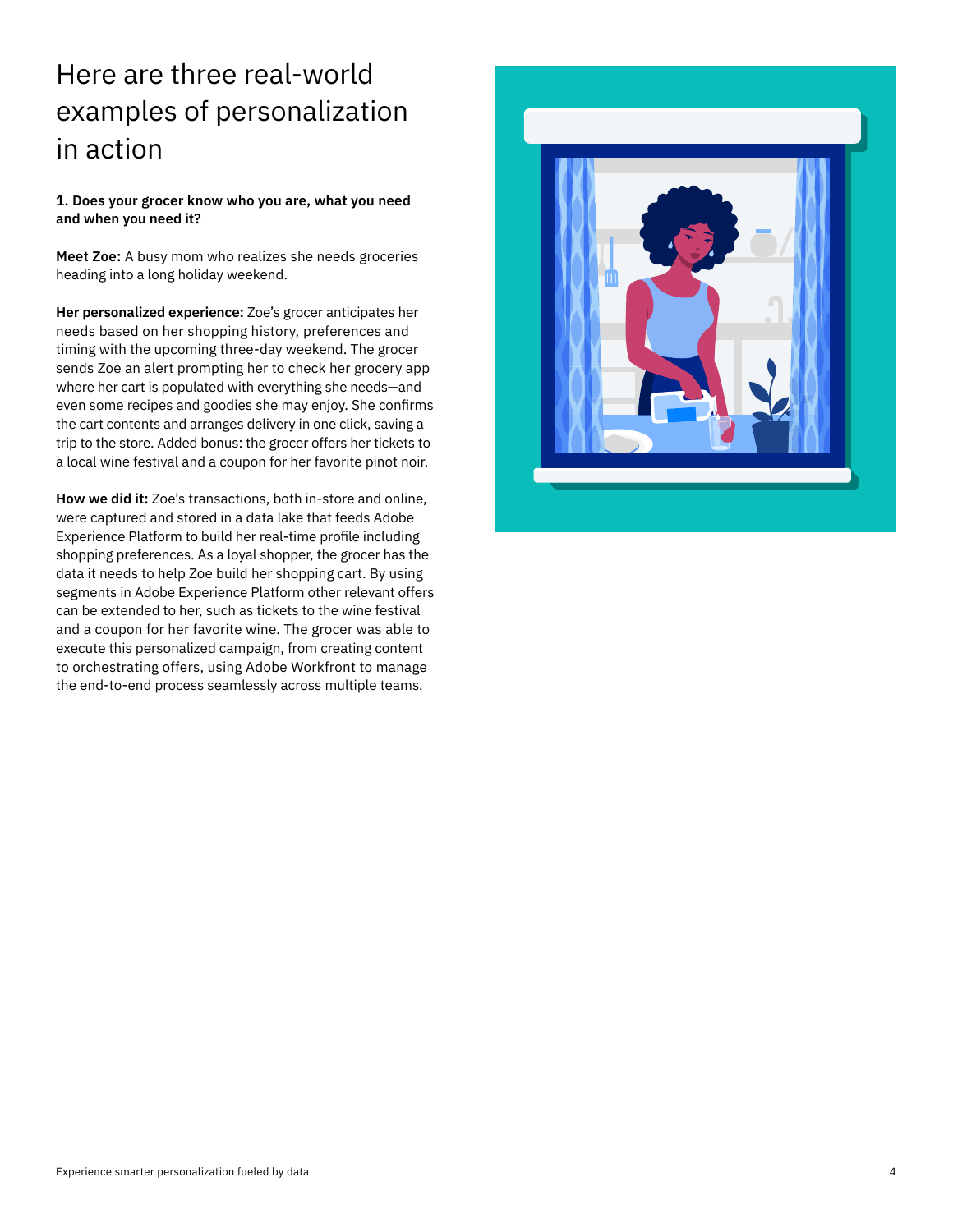# Here are three real-world examples of personalization in action

**1. Does your grocer know who you are, what you need and when you need it?**

**Meet Zoe:** A busy mom who realizes she needs groceries heading into a long holiday weekend.

**Her personalized experience:** Zoe's grocer anticipates her needs based on her shopping history, preferences and timing with the upcoming three-day weekend. The grocer sends Zoe an alert prompting her to check her grocery app where her cart is populated with everything she needs—and even some recipes and goodies she may enjoy. She confirms the cart contents and arranges delivery in one click, saving a trip to the store. Added bonus: the grocer offers her tickets to a local wine festival and a coupon for her favorite pinot noir.

**How we did it:** Zoe's transactions, both in-store and online, were captured and stored in a data lake that feeds Adobe Experience Platform to build her real-time profile including shopping preferences. As a loyal shopper, the grocer has the data it needs to help Zoe build her shopping cart. By using segments in Adobe Experience Platform other relevant offers can be extended to her, such as tickets to the wine festival and a coupon for her favorite wine. The grocer was able to execute this personalized campaign, from creating content to orchestrating offers, using Adobe Workfront to manage the end-to-end process seamlessly across multiple teams.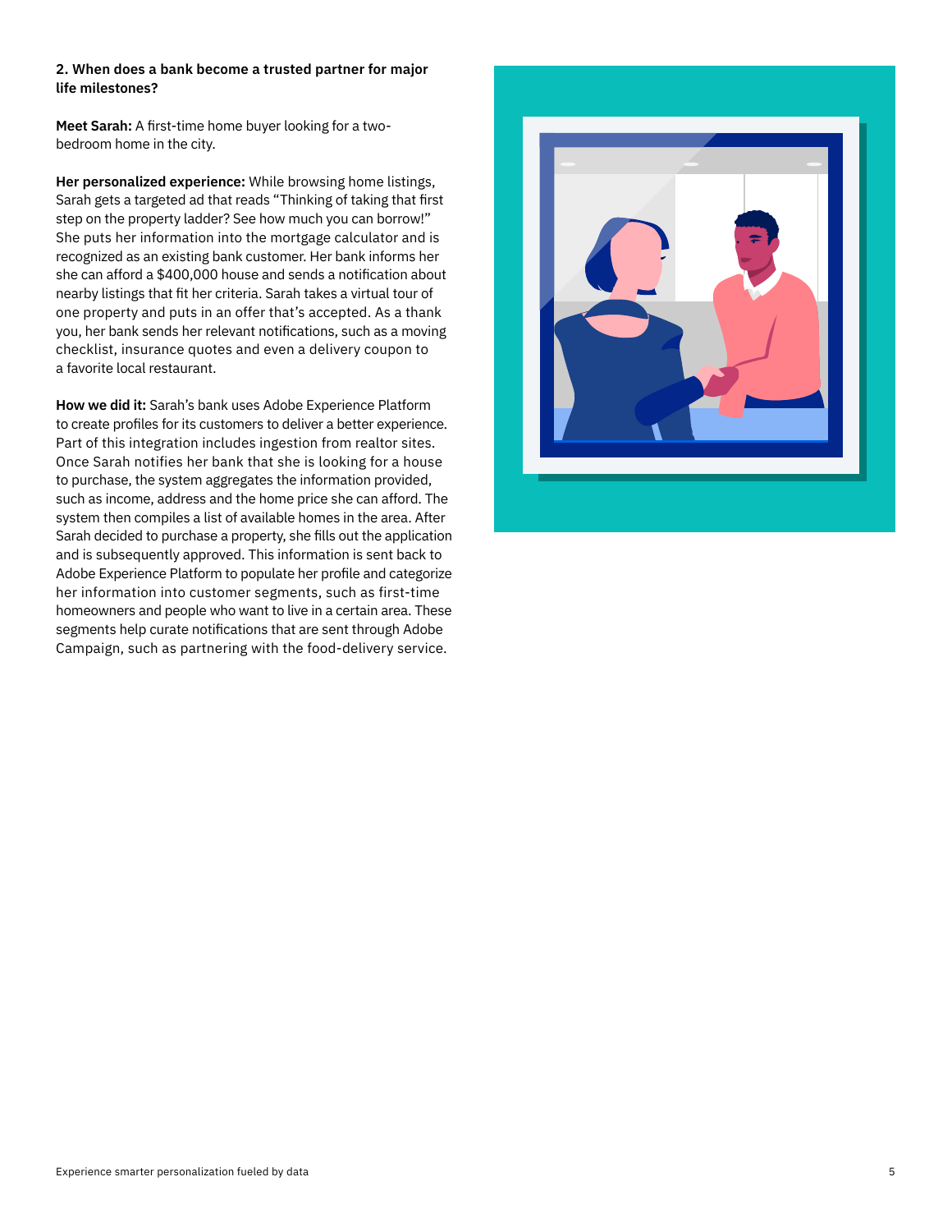## 2. When does a bank become a trusted partner for major life milestones?

**Meet Sarah:** A first-time home buyer looking for a two-bedroom home in the city.

**Her personalized experience:** While browsing home listings, Sarah gets a targeted ad that reads "Thinking of taking that first step on the property ladder? See how much you can borrow!" She puts her information into the mortgage calculator and is recognized as an existing bank customer. Her bank informs her she can afford a $400,000 house and sends a notification about nearby listings that fit her criteria. Sarah takes a virtual tour of one property and puts in an offer that's accepted. As a thank you, her bank sends her relevant notifications, such as a moving checklist, insurance quotes and even a delivery coupon to a favorite local restaurant.

**How we did it:** Sarah's bank uses Adobe Experience Platform to create profiles for its customers to deliver a better experience. Part of this integration includes ingestion from realtor sites. Once Sarah notifies her bank that she is looking for a house to purchase, the system aggregates the information provided, such as income, address and the home price she can afford. The system then compiles a list of available homes in the area. After Sarah decided to purchase a property, she fills out the application and is subsequently approved. This information is sent back to Adobe Experience Platform to populate her profile and categorize her information into customer segments, such as first-time homeowners and people who want to live in a certain area. These segments help curate notifications that are sent through Adobe Campaign, such as partnering with the food-delivery service.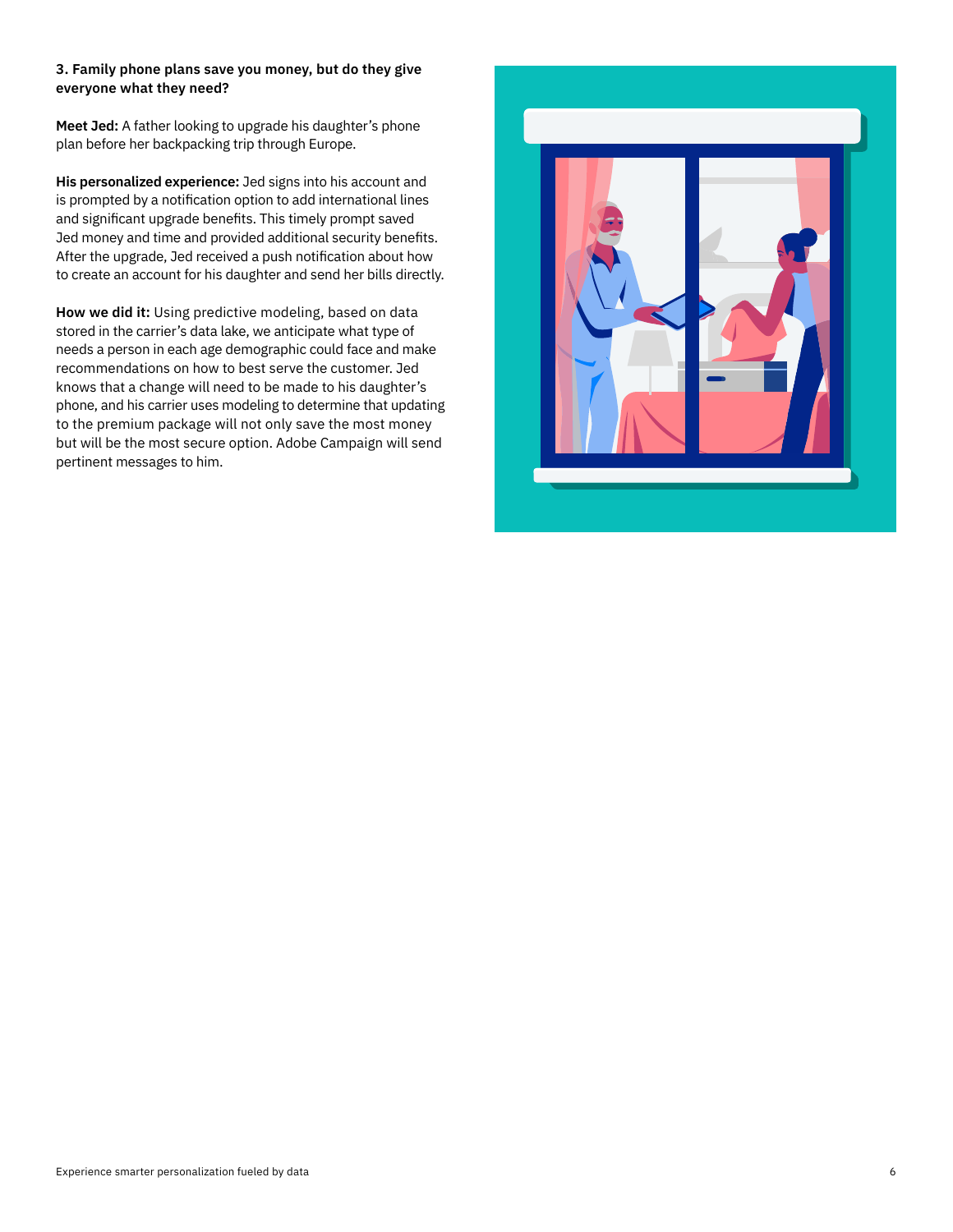### 3. Family phone plans save you money, but do they give everyone what they need?

**Meet Jed:** A father looking to upgrade his daughter's phone plan before her backpacking trip through Europe.

**His personalized experience:** Jed signs into his account and is prompted by a notification option to add international lines and significant upgrade benefits. This timely prompt saved Jed money and time and provided additional security benefits. After the upgrade, Jed received a push notification about how to create an account for his daughter and send her bills directly.

**How we did it:** Using predictive modeling, based on data stored in the carrier's data lake, we anticipate what type of needs a person in each age demographic could face and make recommendations on how to best serve the customer. Jed knows that a change will need to be made to his daughter's phone, and his carrier uses modeling to determine that updating to the premium package will not only save the most money but will be the most secure option. Adobe Campaign will send pertinent messages to him.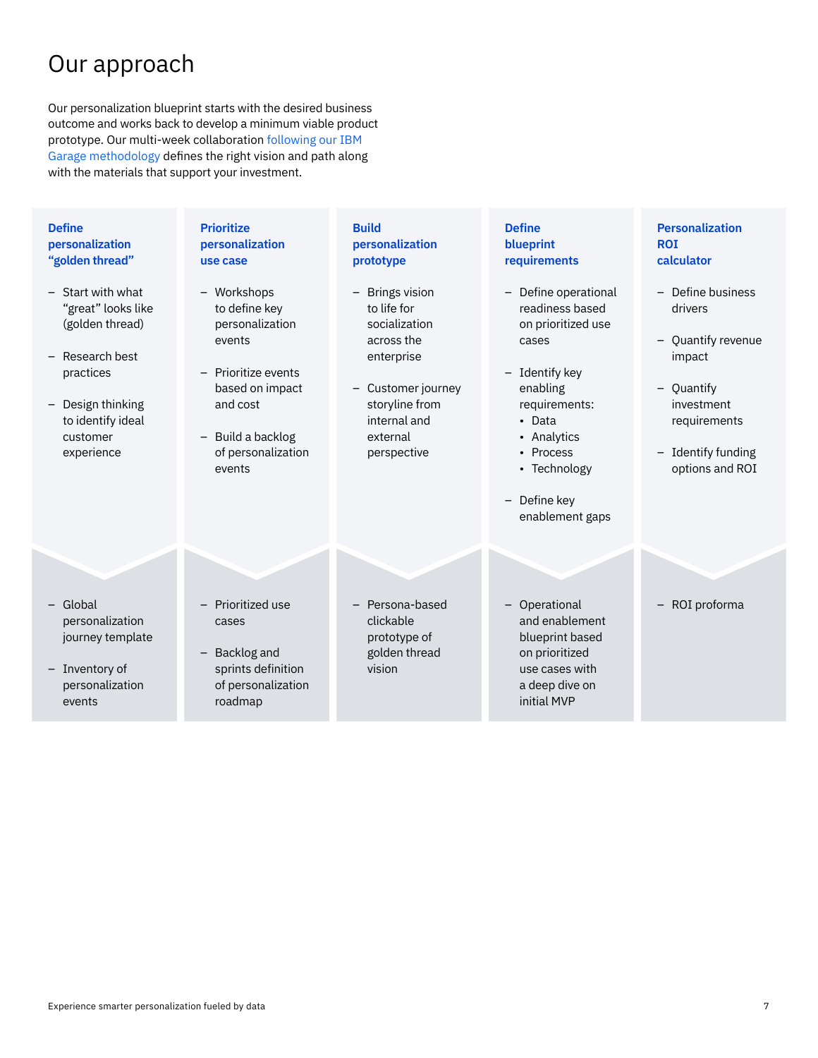# Our approach

Our personalization blueprint starts with the desired business outcome and works back to develop a minimum viable product prototype. Our multi-week collaboration following our IBM Garage methodology defines the right vision and path along with the materials that support your investment.

### Define personalization "golden thread"

- Start with what "great" looks like (golden thread)
- Research best practices
- Design thinking to identify ideal customer experience

Deliverables:

- Global personalization journey template
- Inventory of personalization events

### Prioritize personalization use case

- Workshops to define key personalization events
- Prioritize events based on impact and cost
- Build a backlog of personalization events

Deliverables:

- Prioritized use cases
- Backlog and sprints definition of personalization roadmap

### Build personalization prototype

- Brings vision to life for socialization across the enterprise
- Customer journey storyline from internal and external perspective

Deliverables:

- Persona-based clickable prototype of golden thread vision

### Define blueprint requirements

- Define operational readiness based on prioritized use cases
- Identify key enabling requirements:
  - Data
  - Analytics
  - Process
  - Technology
- Define key enablement gaps

Deliverables:

- Operational and enablement blueprint based on prioritized use cases with a deep dive on initial MVP

### Personalization ROI calculator

- Define business drivers
- Quantify revenue impact
- Quantify investment requirements
- Identify funding options and ROI

Deliverables:

- ROI proforma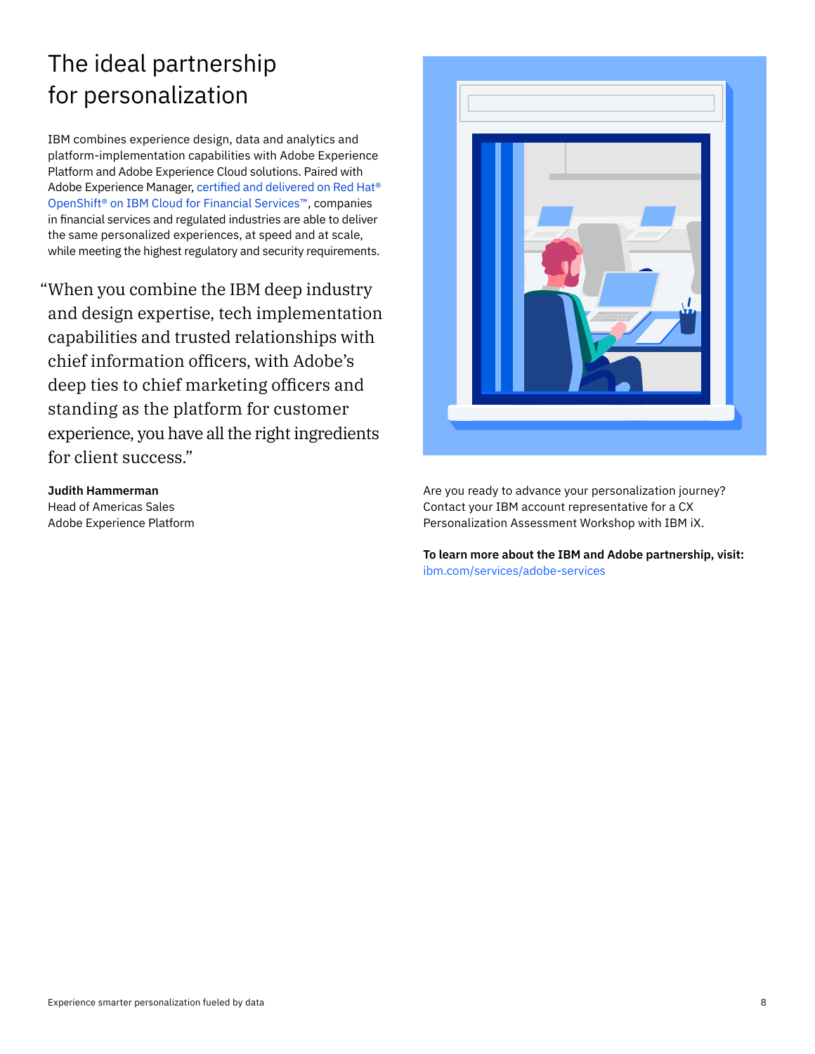# The ideal partnership for personalization

IBM combines experience design, data and analytics and platform-implementation capabilities with Adobe Experience Platform and Adobe Experience Cloud solutions. Paired with Adobe Experience Manager, certified and delivered on Red Hat® OpenShift® on IBM Cloud for Financial Services™, companies in financial services and regulated industries are able to deliver the same personalized experiences, at speed and at scale, while meeting the highest regulatory and security requirements.

"When you combine the IBM deep industry and design expertise, tech implementation capabilities and trusted relationships with chief information officers, with Adobe's deep ties to chief marketing officers and standing as the platform for customer experience, you have all the right ingredients for client success."

**Judith Hammerman**
Head of Americas Sales
Adobe Experience Platform

Are you ready to advance your personalization journey? Contact your IBM account representative for a CX Personalization Assessment Workshop with IBM iX.

**To learn more about the IBM and Adobe partnership, visit:**
ibm.com/services/adobe-services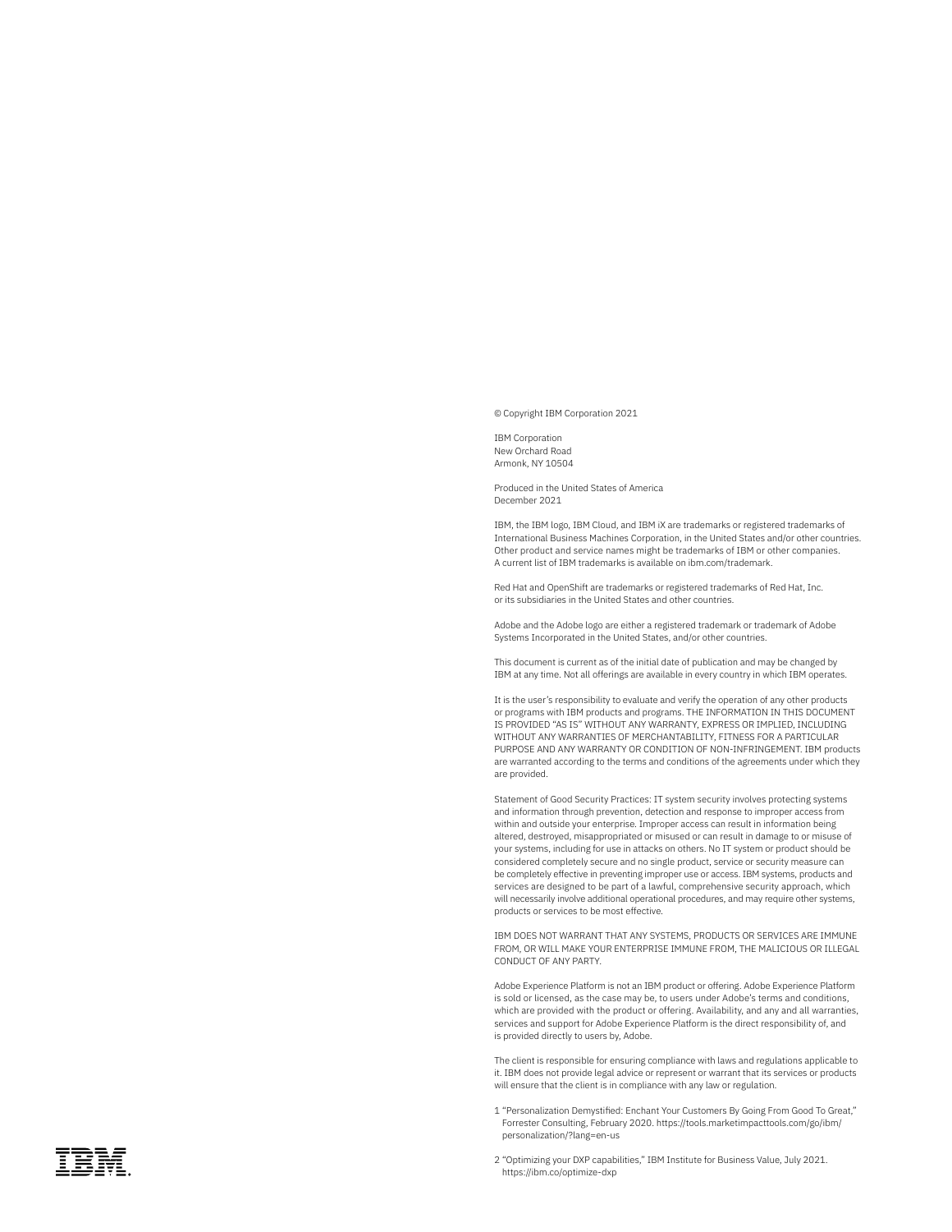© Copyright IBM Corporation 2021

IBM Corporation
New Orchard Road
Armonk, NY 10504

Produced in the United States of America
December 2021

IBM, the IBM logo, IBM Cloud, and IBM iX are trademarks or registered trademarks of International Business Machines Corporation, in the United States and/or other countries. Other product and service names might be trademarks of IBM or other companies. A current list of IBM trademarks is available on ibm.com/trademark.

Red Hat and OpenShift are trademarks or registered trademarks of Red Hat, Inc. or its subsidiaries in the United States and other countries.

Adobe and the Adobe logo are either a registered trademark or trademark of Adobe Systems Incorporated in the United States, and/or other countries.

This document is current as of the initial date of publication and may be changed by IBM at any time. Not all offerings are available in every country in which IBM operates.

It is the user's responsibility to evaluate and verify the operation of any other products or programs with IBM products and programs. THE INFORMATION IN THIS DOCUMENT IS PROVIDED "AS IS" WITHOUT ANY WARRANTY, EXPRESS OR IMPLIED, INCLUDING WITHOUT ANY WARRANTIES OF MERCHANTABILITY, FITNESS FOR A PARTICULAR PURPOSE AND ANY WARRANTY OR CONDITION OF NON-INFRINGEMENT. IBM products are warranted according to the terms and conditions of the agreements under which they are provided.

Statement of Good Security Practices: IT system security involves protecting systems and information through prevention, detection and response to improper access from within and outside your enterprise. Improper access can result in information being altered, destroyed, misappropriated or misused or can result in damage to or misuse of your systems, including for use in attacks on others. No IT system or product should be considered completely secure and no single product, service or security measure can be completely effective in preventing improper use or access. IBM systems, products and services are designed to be part of a lawful, comprehensive security approach, which will necessarily involve additional operational procedures, and may require other systems, products or services to be most effective.

IBM DOES NOT WARRANT THAT ANY SYSTEMS, PRODUCTS OR SERVICES ARE IMMUNE FROM, OR WILL MAKE YOUR ENTERPRISE IMMUNE FROM, THE MALICIOUS OR ILLEGAL CONDUCT OF ANY PARTY.

Adobe Experience Platform is not an IBM product or offering. Adobe Experience Platform is sold or licensed, as the case may be, to users under Adobe's terms and conditions, which are provided with the product or offering. Availability, and any and all warranties, services and support for Adobe Experience Platform is the direct responsibility of, and is provided directly to users by, Adobe.

The client is responsible for ensuring compliance with laws and regulations applicable to it. IBM does not provide legal advice or represent or warrant that its services or products will ensure that the client is in compliance with any law or regulation.

1 "Personalization Demystified: Enchant Your Customers By Going From Good To Great," Forrester Consulting, February 2020. https://tools.marketimpacttools.com/go/ibm/personalization/?lang=en-us

2 "Optimizing your DXP capabilities," IBM Institute for Business Value, July 2021. https://ibm.co/optimize-dxp